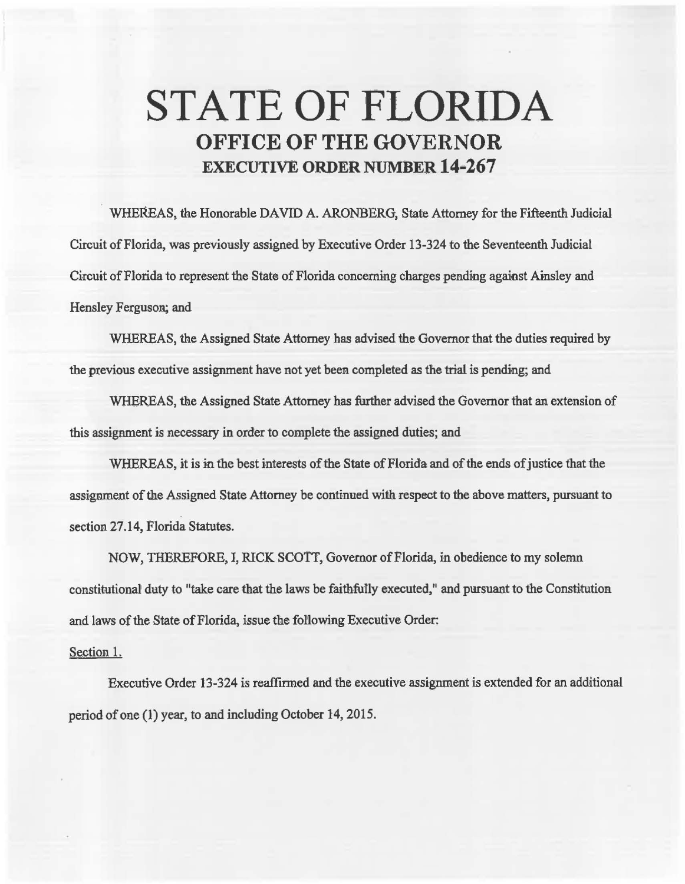# STATE OF FLORIDA
## OFFICE OF THE GOVERNOR
### EXECUTIVE ORDER NUMBER 14-267

WHEREAS, the Honorable DAVID A. ARONBERG, State Attorney for the Fifteenth Judicial Circuit of Florida, was previously assigned by Executive Order 13-324 to the Seventeenth Judicial Circuit of Florida to represent the State of Florida concerning charges pending against Ainsley and Hensley Ferguson; and

WHEREAS, the Assigned State Attorney has advised the Governor that the duties required by the previous executive assignment have not yet been completed as the trial is pending; and

WHEREAS, the Assigned State Attorney has further advised the Governor that an extension of this assignment is necessary in order to complete the assigned duties; and

WHEREAS, it is in the best interests of the State of Florida and of the ends of justice that the assignment of the Assigned State Attorney be continued with respect to the above matters, pursuant to section 27.14, Florida Statutes.

NOW, THEREFORE, I, RICK SCOTT, Governor of Florida, in obedience to my solemn constitutional duty to "take care that the laws be faithfully executed," and pursuant to the Constitution and laws of the State of Florida, issue the following Executive Order:

Section 1.

Executive Order 13-324 is reaffirmed and the executive assignment is extended for an additional period of one (1) year, to and including October 14, 2015.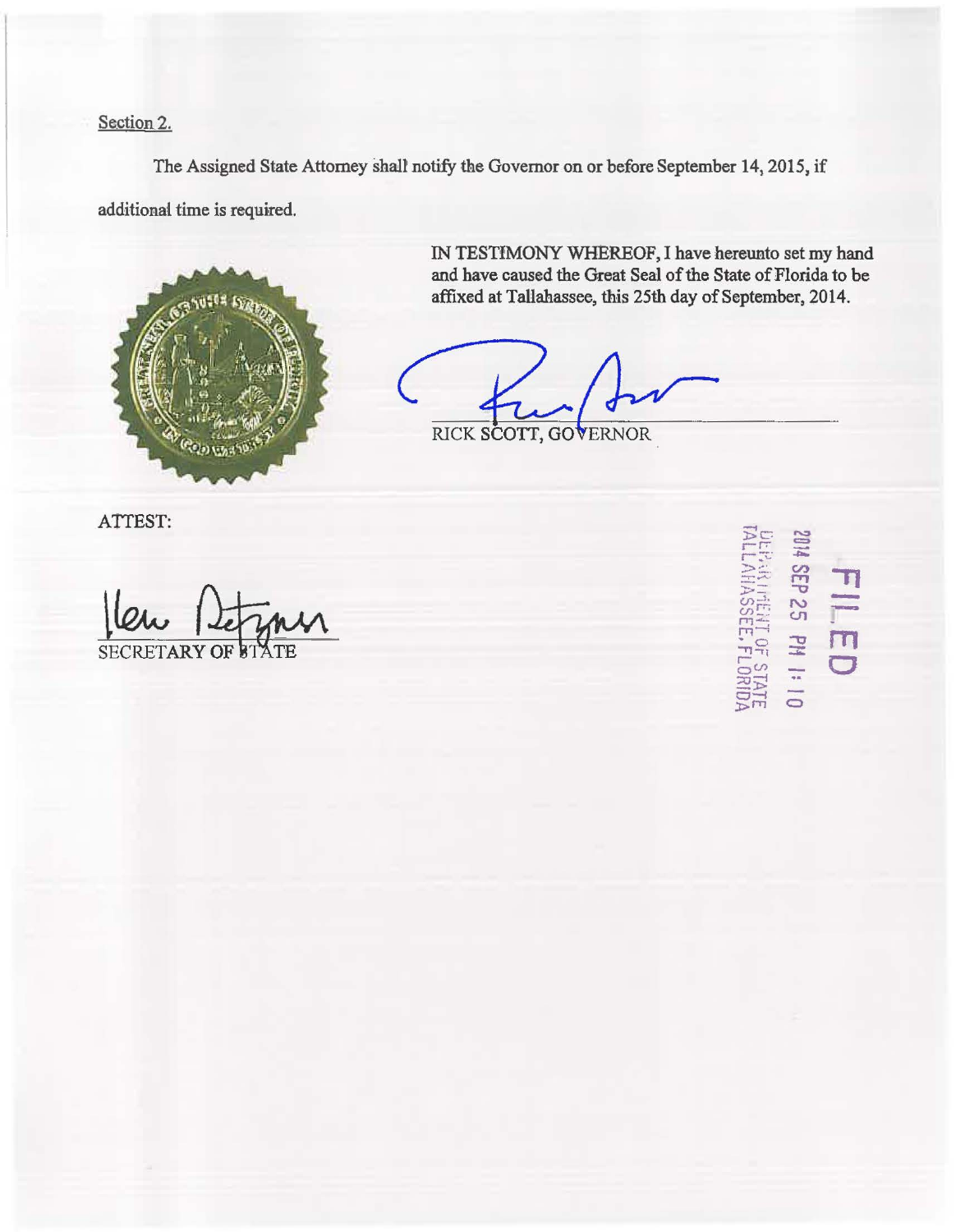Section 2.

The Assigned State Attorney shall notify the Governor on or before September 14, 2015, if additional time is required.

IN TESTIMONY WHEREOF, I have hereunto set my hand and have caused the Great Seal of the State of Florida to be affixed at Tallahassee, this 25th day of September, 2014.

RICK SCOTT, GOVERNOR

ATTEST:

SECRETARY OF STATE

FILED

2014 SEP 25 PM 1:10

DEPARTMENT OF STATE
TALLAHASSEE, FLORIDA